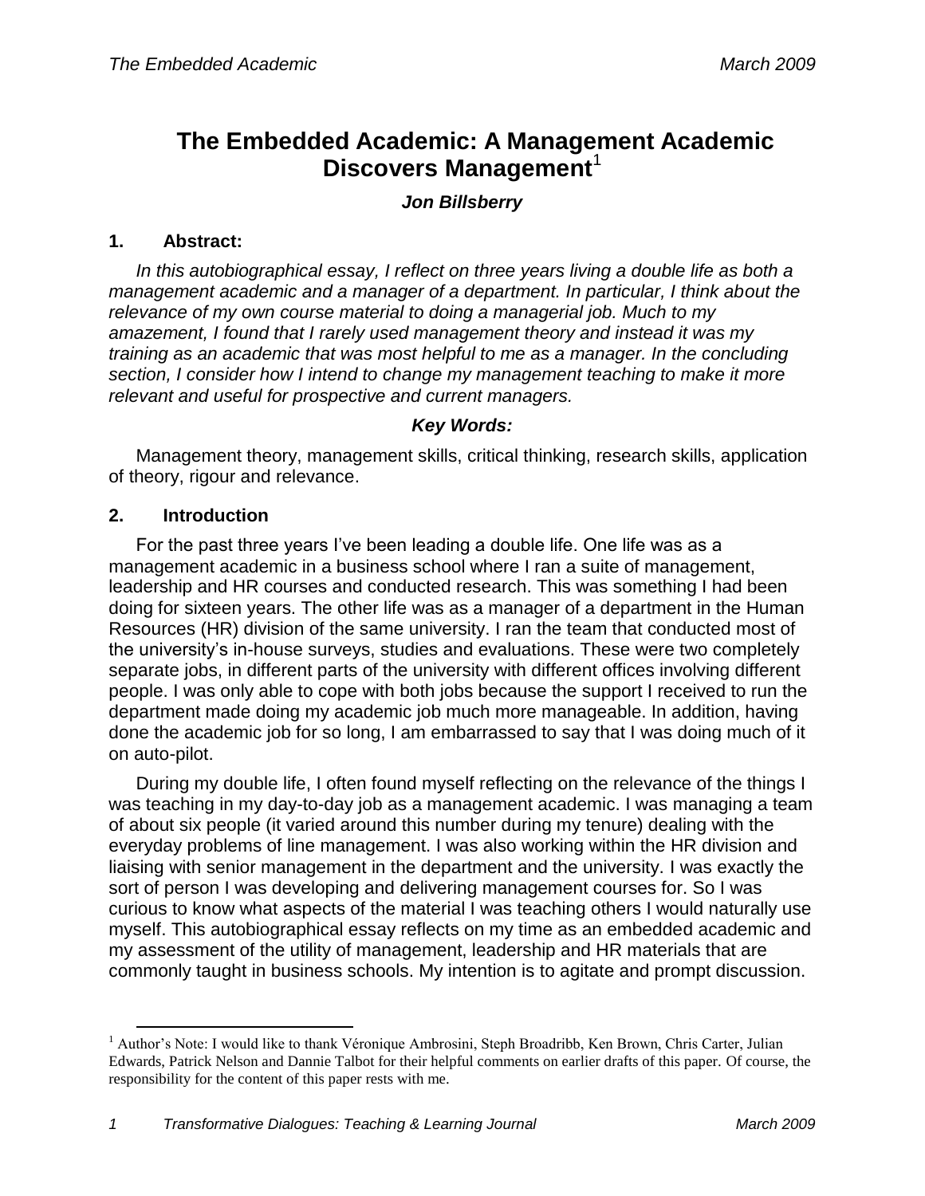# The Embedded Academic: A Management Academic Discovers Management[1]

***Jon Billsberry***

## 1. Abstract:

*In this autobiographical essay, I reflect on three years living a double life as both a management academic and a manager of a department. In particular, I think about the relevance of my own course material to doing a managerial job. Much to my amazement, I found that I rarely used management theory and instead it was my training as an academic that was most helpful to me as a manager. In the concluding section, I consider how I intend to change my management teaching to make it more relevant and useful for prospective and current managers.*

***Key Words:***

Management theory, management skills, critical thinking, research skills, application of theory, rigour and relevance.

## 2. Introduction

For the past three years I've been leading a double life. One life was as a management academic in a business school where I ran a suite of management, leadership and HR courses and conducted research. This was something I had been doing for sixteen years. The other life was as a manager of a department in the Human Resources (HR) division of the same university. I ran the team that conducted most of the university's in-house surveys, studies and evaluations. These were two completely separate jobs, in different parts of the university with different offices involving different people. I was only able to cope with both jobs because the support I received to run the department made doing my academic job much more manageable. In addition, having done the academic job for so long, I am embarrassed to say that I was doing much of it on auto-pilot.

During my double life, I often found myself reflecting on the relevance of the things I was teaching in my day-to-day job as a management academic. I was managing a team of about six people (it varied around this number during my tenure) dealing with the everyday problems of line management. I was also working within the HR division and liaising with senior management in the department and the university. I was exactly the sort of person I was developing and delivering management courses for. So I was curious to know what aspects of the material I was teaching others I would naturally use myself. This autobiographical essay reflects on my time as an embedded academic and my assessment of the utility of management, leadership and HR materials that are commonly taught in business schools. My intention is to agitate and prompt discussion.

[1] Author's Note: I would like to thank Véronique Ambrosini, Steph Broadribb, Ken Brown, Chris Carter, Julian Edwards, Patrick Nelson and Dannie Talbot for their helpful comments on earlier drafts of this paper. Of course, the responsibility for the content of this paper rests with me.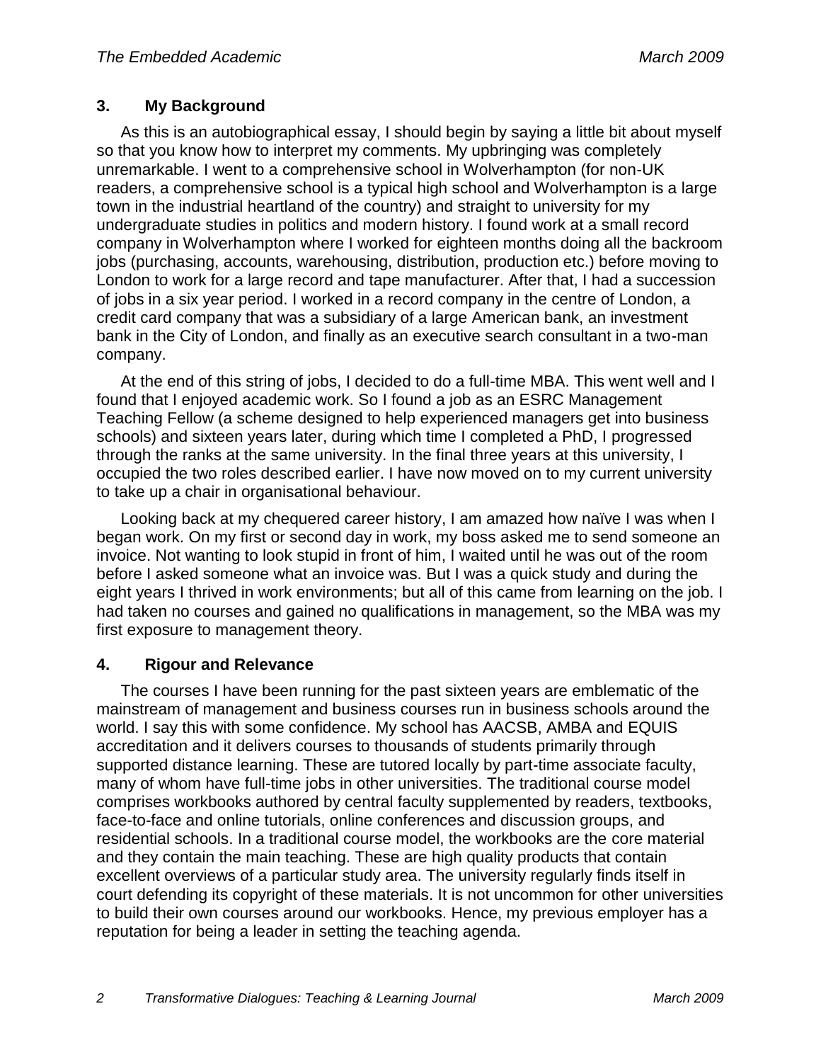## 3. My Background

As this is an autobiographical essay, I should begin by saying a little bit about myself so that you know how to interpret my comments. My upbringing was completely unremarkable. I went to a comprehensive school in Wolverhampton (for non-UK readers, a comprehensive school is a typical high school and Wolverhampton is a large town in the industrial heartland of the country) and straight to university for my undergraduate studies in politics and modern history. I found work at a small record company in Wolverhampton where I worked for eighteen months doing all the backroom jobs (purchasing, accounts, warehousing, distribution, production etc.) before moving to London to work for a large record and tape manufacturer. After that, I had a succession of jobs in a six year period. I worked in a record company in the centre of London, a credit card company that was a subsidiary of a large American bank, an investment bank in the City of London, and finally as an executive search consultant in a two-man company.

At the end of this string of jobs, I decided to do a full-time MBA. This went well and I found that I enjoyed academic work. So I found a job as an ESRC Management Teaching Fellow (a scheme designed to help experienced managers get into business schools) and sixteen years later, during which time I completed a PhD, I progressed through the ranks at the same university. In the final three years at this university, I occupied the two roles described earlier. I have now moved on to my current university to take up a chair in organisational behaviour.

Looking back at my chequered career history, I am amazed how naïve I was when I began work. On my first or second day in work, my boss asked me to send someone an invoice. Not wanting to look stupid in front of him, I waited until he was out of the room before I asked someone what an invoice was. But I was a quick study and during the eight years I thrived in work environments; but all of this came from learning on the job. I had taken no courses and gained no qualifications in management, so the MBA was my first exposure to management theory.

## 4. Rigour and Relevance

The courses I have been running for the past sixteen years are emblematic of the mainstream of management and business courses run in business schools around the world. I say this with some confidence. My school has AACSB, AMBA and EQUIS accreditation and it delivers courses to thousands of students primarily through supported distance learning. These are tutored locally by part-time associate faculty, many of whom have full-time jobs in other universities. The traditional course model comprises workbooks authored by central faculty supplemented by readers, textbooks, face-to-face and online tutorials, online conferences and discussion groups, and residential schools. In a traditional course model, the workbooks are the core material and they contain the main teaching. These are high quality products that contain excellent overviews of a particular study area. The university regularly finds itself in court defending its copyright of these materials. It is not uncommon for other universities to build their own courses around our workbooks. Hence, my previous employer has a reputation for being a leader in setting the teaching agenda.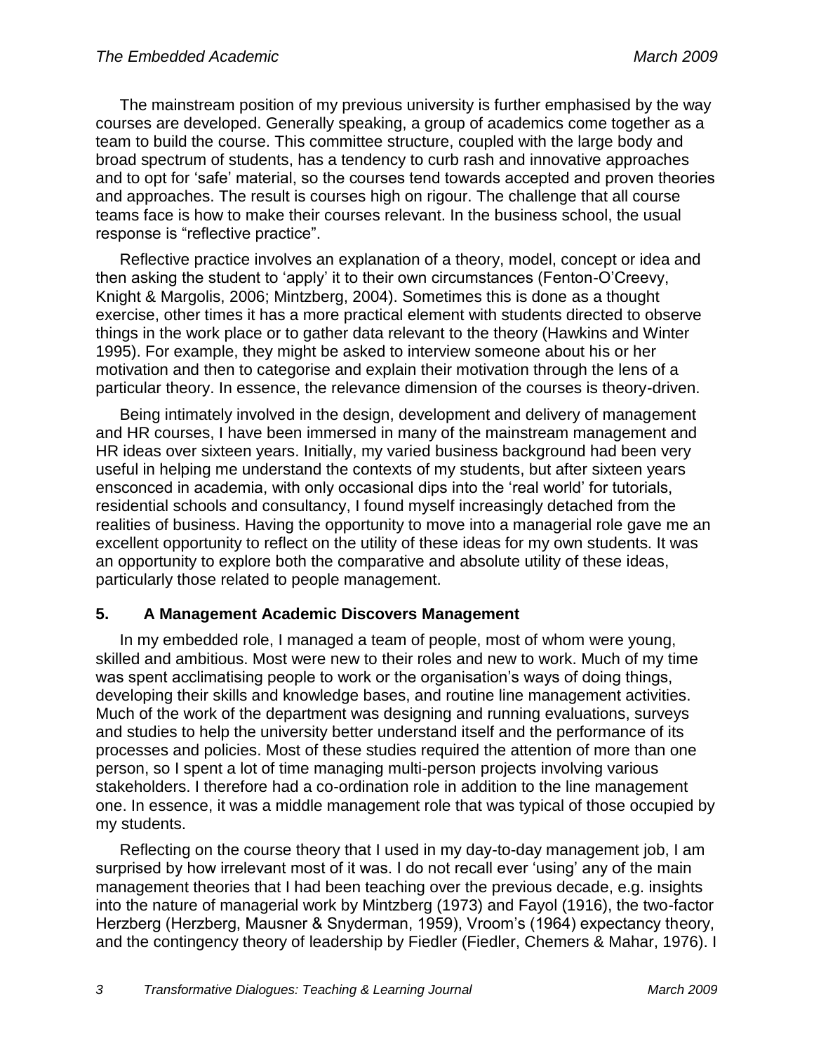The mainstream position of my previous university is further emphasised by the way courses are developed. Generally speaking, a group of academics come together as a team to build the course. This committee structure, coupled with the large body and broad spectrum of students, has a tendency to curb rash and innovative approaches and to opt for 'safe' material, so the courses tend towards accepted and proven theories and approaches. The result is courses high on rigour. The challenge that all course teams face is how to make their courses relevant. In the business school, the usual response is "reflective practice".

Reflective practice involves an explanation of a theory, model, concept or idea and then asking the student to 'apply' it to their own circumstances (Fenton-O'Creevy, Knight & Margolis, 2006; Mintzberg, 2004). Sometimes this is done as a thought exercise, other times it has a more practical element with students directed to observe things in the work place or to gather data relevant to the theory (Hawkins and Winter 1995). For example, they might be asked to interview someone about his or her motivation and then to categorise and explain their motivation through the lens of a particular theory. In essence, the relevance dimension of the courses is theory-driven.

Being intimately involved in the design, development and delivery of management and HR courses, I have been immersed in many of the mainstream management and HR ideas over sixteen years. Initially, my varied business background had been very useful in helping me understand the contexts of my students, but after sixteen years ensconced in academia, with only occasional dips into the 'real world' for tutorials, residential schools and consultancy, I found myself increasingly detached from the realities of business. Having the opportunity to move into a managerial role gave me an excellent opportunity to reflect on the utility of these ideas for my own students. It was an opportunity to explore both the comparative and absolute utility of these ideas, particularly those related to people management.

## 5. A Management Academic Discovers Management

In my embedded role, I managed a team of people, most of whom were young, skilled and ambitious. Most were new to their roles and new to work. Much of my time was spent acclimatising people to work or the organisation's ways of doing things, developing their skills and knowledge bases, and routine line management activities. Much of the work of the department was designing and running evaluations, surveys and studies to help the university better understand itself and the performance of its processes and policies. Most of these studies required the attention of more than one person, so I spent a lot of time managing multi-person projects involving various stakeholders. I therefore had a co-ordination role in addition to the line management one. In essence, it was a middle management role that was typical of those occupied by my students.

Reflecting on the course theory that I used in my day-to-day management job, I am surprised by how irrelevant most of it was. I do not recall ever 'using' any of the main management theories that I had been teaching over the previous decade, e.g. insights into the nature of managerial work by Mintzberg (1973) and Fayol (1916), the two-factor Herzberg (Herzberg, Mausner & Snyderman, 1959), Vroom's (1964) expectancy theory, and the contingency theory of leadership by Fiedler (Fiedler, Chemers & Mahar, 1976). I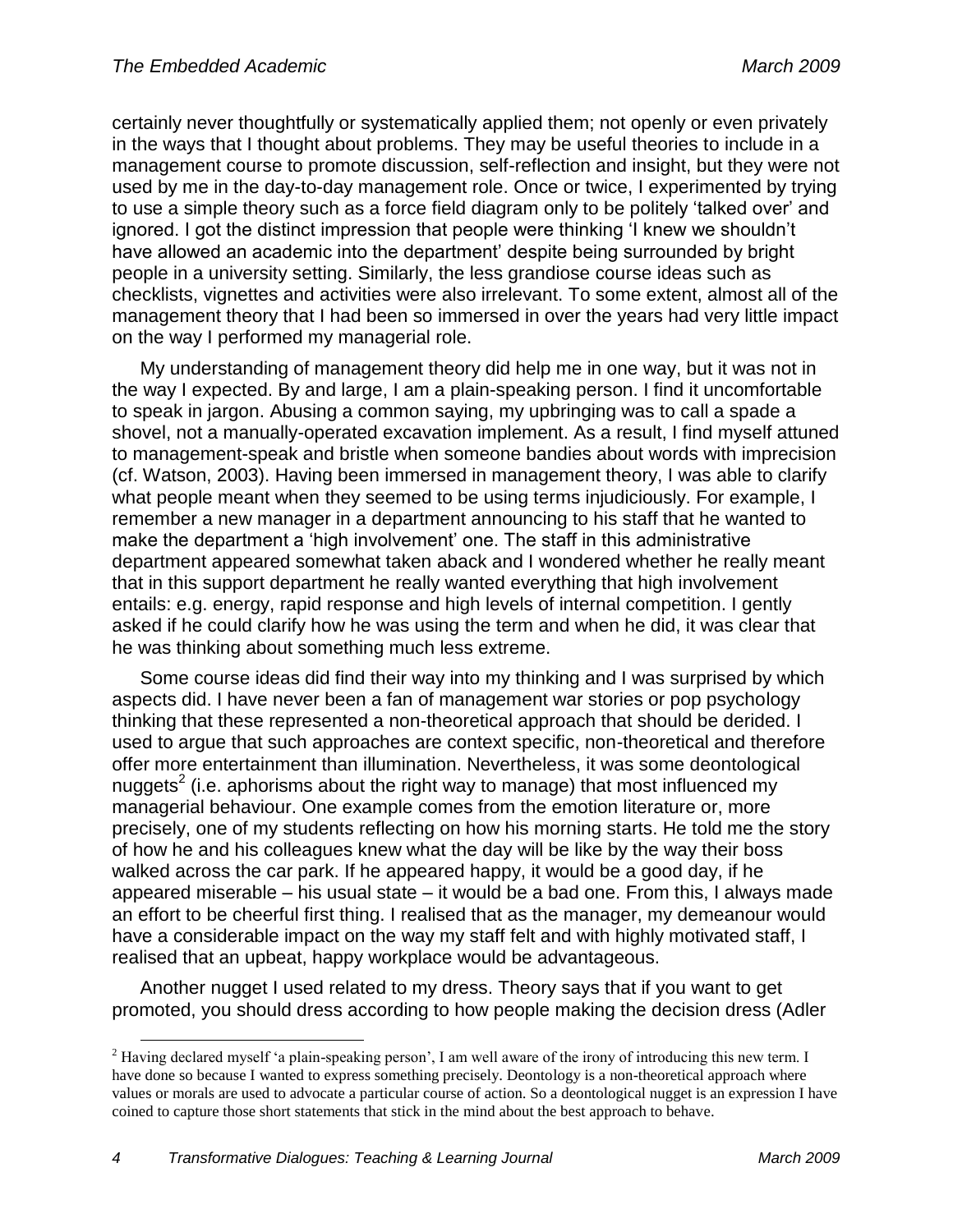certainly never thoughtfully or systematically applied them; not openly or even privately in the ways that I thought about problems. They may be useful theories to include in a management course to promote discussion, self-reflection and insight, but they were not used by me in the day-to-day management role. Once or twice, I experimented by trying to use a simple theory such as a force field diagram only to be politely 'talked over' and ignored. I got the distinct impression that people were thinking 'I knew we shouldn't have allowed an academic into the department' despite being surrounded by bright people in a university setting. Similarly, the less grandiose course ideas such as checklists, vignettes and activities were also irrelevant. To some extent, almost all of the management theory that I had been so immersed in over the years had very little impact on the way I performed my managerial role.

My understanding of management theory did help me in one way, but it was not in the way I expected. By and large, I am a plain-speaking person. I find it uncomfortable to speak in jargon. Abusing a common saying, my upbringing was to call a spade a shovel, not a manually-operated excavation implement. As a result, I find myself attuned to management-speak and bristle when someone bandies about words with imprecision (cf. Watson, 2003). Having been immersed in management theory, I was able to clarify what people meant when they seemed to be using terms injudiciously. For example, I remember a new manager in a department announcing to his staff that he wanted to make the department a 'high involvement' one. The staff in this administrative department appeared somewhat taken aback and I wondered whether he really meant that in this support department he really wanted everything that high involvement entails: e.g. energy, rapid response and high levels of internal competition. I gently asked if he could clarify how he was using the term and when he did, it was clear that he was thinking about something much less extreme.

Some course ideas did find their way into my thinking and I was surprised by which aspects did. I have never been a fan of management war stories or pop psychology thinking that these represented a non-theoretical approach that should be derided. I used to argue that such approaches are context specific, non-theoretical and therefore offer more entertainment than illumination. Nevertheless, it was some deontological nuggets[2] (i.e. aphorisms about the right way to manage) that most influenced my managerial behaviour. One example comes from the emotion literature or, more precisely, one of my students reflecting on how his morning starts. He told me the story of how he and his colleagues knew what the day will be like by the way their boss walked across the car park. If he appeared happy, it would be a good day, if he appeared miserable – his usual state – it would be a bad one. From this, I always made an effort to be cheerful first thing. I realised that as the manager, my demeanour would have a considerable impact on the way my staff felt and with highly motivated staff, I realised that an upbeat, happy workplace would be advantageous.

Another nugget I used related to my dress. Theory says that if you want to get promoted, you should dress according to how people making the decision dress (Adler

---

[2] Having declared myself 'a plain-speaking person', I am well aware of the irony of introducing this new term. I have done so because I wanted to express something precisely. Deontology is a non-theoretical approach where values or morals are used to advocate a particular course of action. So a deontological nugget is an expression I have coined to capture those short statements that stick in the mind about the best approach to behave.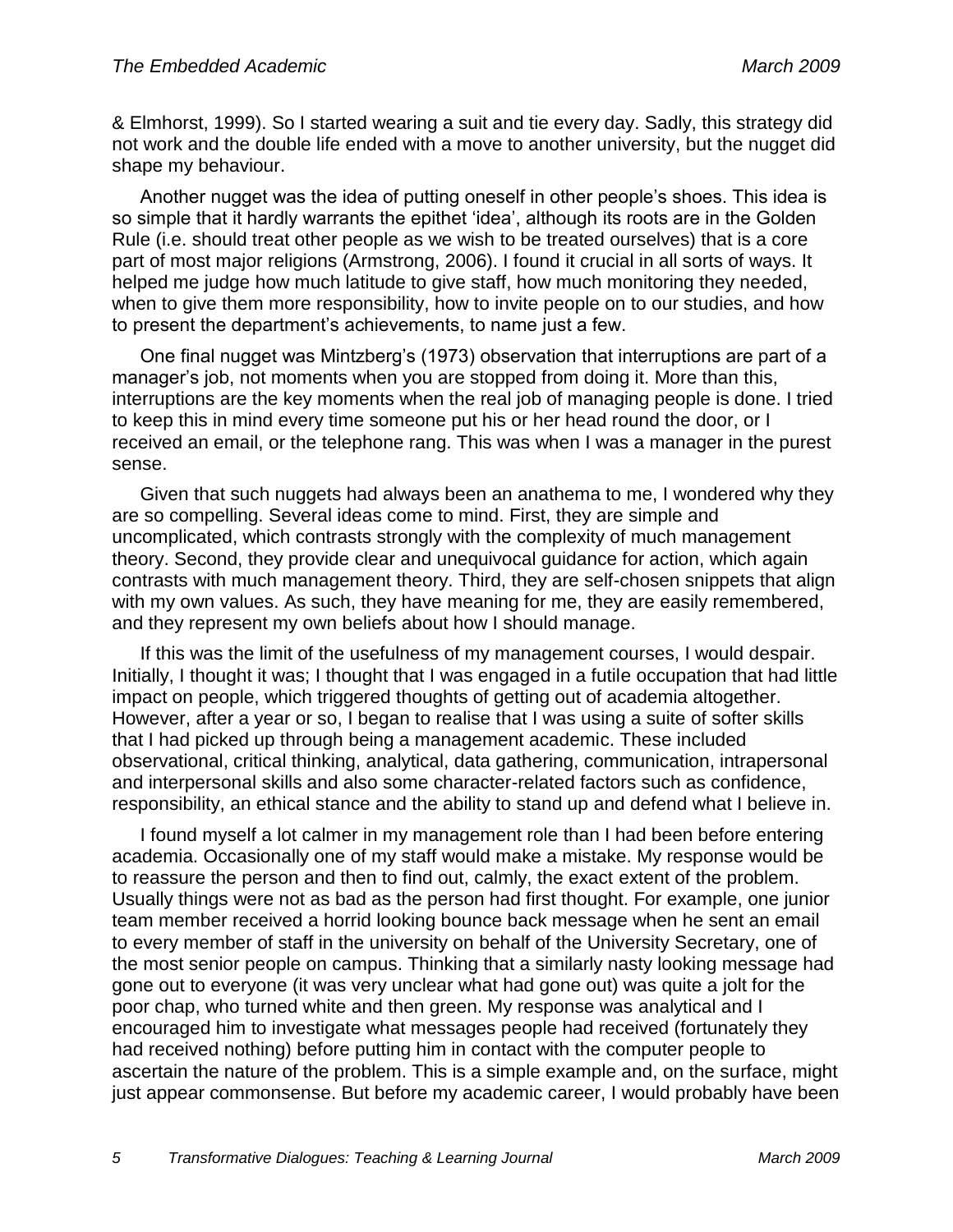& Elmhorst, 1999). So I started wearing a suit and tie every day. Sadly, this strategy did not work and the double life ended with a move to another university, but the nugget did shape my behaviour.

Another nugget was the idea of putting oneself in other people's shoes. This idea is so simple that it hardly warrants the epithet 'idea', although its roots are in the Golden Rule (i.e. should treat other people as we wish to be treated ourselves) that is a core part of most major religions (Armstrong, 2006). I found it crucial in all sorts of ways. It helped me judge how much latitude to give staff, how much monitoring they needed, when to give them more responsibility, how to invite people on to our studies, and how to present the department's achievements, to name just a few.

One final nugget was Mintzberg's (1973) observation that interruptions are part of a manager's job, not moments when you are stopped from doing it. More than this, interruptions are the key moments when the real job of managing people is done. I tried to keep this in mind every time someone put his or her head round the door, or I received an email, or the telephone rang. This was when I was a manager in the purest sense.

Given that such nuggets had always been an anathema to me, I wondered why they are so compelling. Several ideas come to mind. First, they are simple and uncomplicated, which contrasts strongly with the complexity of much management theory. Second, they provide clear and unequivocal guidance for action, which again contrasts with much management theory. Third, they are self-chosen snippets that align with my own values. As such, they have meaning for me, they are easily remembered, and they represent my own beliefs about how I should manage.

If this was the limit of the usefulness of my management courses, I would despair. Initially, I thought it was; I thought that I was engaged in a futile occupation that had little impact on people, which triggered thoughts of getting out of academia altogether. However, after a year or so, I began to realise that I was using a suite of softer skills that I had picked up through being a management academic. These included observational, critical thinking, analytical, data gathering, communication, intrapersonal and interpersonal skills and also some character-related factors such as confidence, responsibility, an ethical stance and the ability to stand up and defend what I believe in.

I found myself a lot calmer in my management role than I had been before entering academia. Occasionally one of my staff would make a mistake. My response would be to reassure the person and then to find out, calmly, the exact extent of the problem. Usually things were not as bad as the person had first thought. For example, one junior team member received a horrid looking bounce back message when he sent an email to every member of staff in the university on behalf of the University Secretary, one of the most senior people on campus. Thinking that a similarly nasty looking message had gone out to everyone (it was very unclear what had gone out) was quite a jolt for the poor chap, who turned white and then green. My response was analytical and I encouraged him to investigate what messages people had received (fortunately they had received nothing) before putting him in contact with the computer people to ascertain the nature of the problem. This is a simple example and, on the surface, might just appear commonsense. But before my academic career, I would probably have been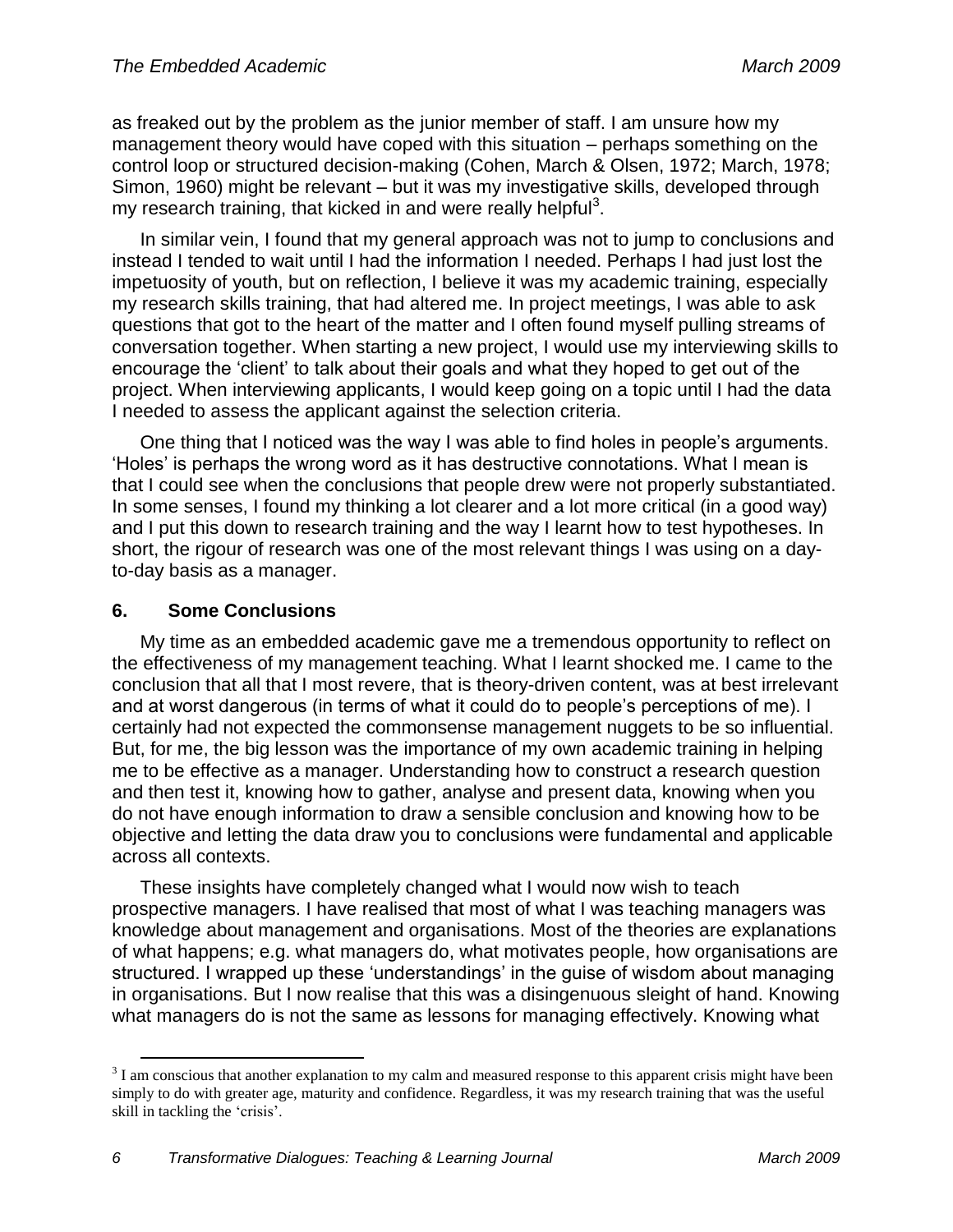as freaked out by the problem as the junior member of staff. I am unsure how my management theory would have coped with this situation – perhaps something on the control loop or structured decision-making (Cohen, March & Olsen, 1972; March, 1978; Simon, 1960) might be relevant – but it was my investigative skills, developed through my research training, that kicked in and were really helpful[3].

In similar vein, I found that my general approach was not to jump to conclusions and instead I tended to wait until I had the information I needed. Perhaps I had just lost the impetuosity of youth, but on reflection, I believe it was my academic training, especially my research skills training, that had altered me. In project meetings, I was able to ask questions that got to the heart of the matter and I often found myself pulling streams of conversation together. When starting a new project, I would use my interviewing skills to encourage the 'client' to talk about their goals and what they hoped to get out of the project. When interviewing applicants, I would keep going on a topic until I had the data I needed to assess the applicant against the selection criteria.

One thing that I noticed was the way I was able to find holes in people's arguments. 'Holes' is perhaps the wrong word as it has destructive connotations. What I mean is that I could see when the conclusions that people drew were not properly substantiated. In some senses, I found my thinking a lot clearer and a lot more critical (in a good way) and I put this down to research training and the way I learnt how to test hypotheses. In short, the rigour of research was one of the most relevant things I was using on a day-to-day basis as a manager.

## 6. Some Conclusions

My time as an embedded academic gave me a tremendous opportunity to reflect on the effectiveness of my management teaching. What I learnt shocked me. I came to the conclusion that all that I most revere, that is theory-driven content, was at best irrelevant and at worst dangerous (in terms of what it could do to people's perceptions of me). I certainly had not expected the commonsense management nuggets to be so influential. But, for me, the big lesson was the importance of my own academic training in helping me to be effective as a manager. Understanding how to construct a research question and then test it, knowing how to gather, analyse and present data, knowing when you do not have enough information to draw a sensible conclusion and knowing how to be objective and letting the data draw you to conclusions were fundamental and applicable across all contexts.

These insights have completely changed what I would now wish to teach prospective managers. I have realised that most of what I was teaching managers was knowledge about management and organisations. Most of the theories are explanations of what happens; e.g. what managers do, what motivates people, how organisations are structured. I wrapped up these 'understandings' in the guise of wisdom about managing in organisations. But I now realise that this was a disingenuous sleight of hand. Knowing what managers do is not the same as lessons for managing effectively. Knowing what

[3] I am conscious that another explanation to my calm and measured response to this apparent crisis might have been simply to do with greater age, maturity and confidence. Regardless, it was my research training that was the useful skill in tackling the 'crisis'.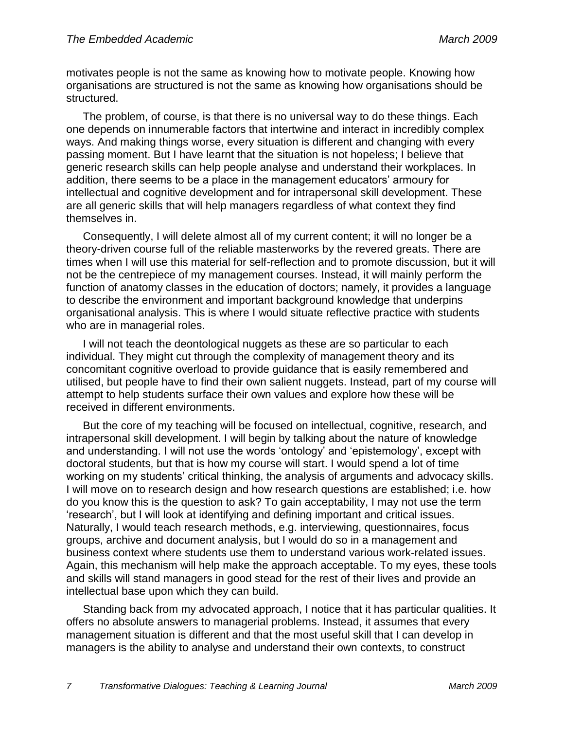motivates people is not the same as knowing how to motivate people. Knowing how organisations are structured is not the same as knowing how organisations should be structured.

The problem, of course, is that there is no universal way to do these things. Each one depends on innumerable factors that intertwine and interact in incredibly complex ways. And making things worse, every situation is different and changing with every passing moment. But I have learnt that the situation is not hopeless; I believe that generic research skills can help people analyse and understand their workplaces. In addition, there seems to be a place in the management educators' armoury for intellectual and cognitive development and for intrapersonal skill development. These are all generic skills that will help managers regardless of what context they find themselves in.

Consequently, I will delete almost all of my current content; it will no longer be a theory-driven course full of the reliable masterworks by the revered greats. There are times when I will use this material for self-reflection and to promote discussion, but it will not be the centrepiece of my management courses. Instead, it will mainly perform the function of anatomy classes in the education of doctors; namely, it provides a language to describe the environment and important background knowledge that underpins organisational analysis. This is where I would situate reflective practice with students who are in managerial roles.

I will not teach the deontological nuggets as these are so particular to each individual. They might cut through the complexity of management theory and its concomitant cognitive overload to provide guidance that is easily remembered and utilised, but people have to find their own salient nuggets. Instead, part of my course will attempt to help students surface their own values and explore how these will be received in different environments.

But the core of my teaching will be focused on intellectual, cognitive, research, and intrapersonal skill development. I will begin by talking about the nature of knowledge and understanding. I will not use the words 'ontology' and 'epistemology', except with doctoral students, but that is how my course will start. I would spend a lot of time working on my students' critical thinking, the analysis of arguments and advocacy skills. I will move on to research design and how research questions are established; i.e. how do you know this is the question to ask? To gain acceptability, I may not use the term 'research', but I will look at identifying and defining important and critical issues. Naturally, I would teach research methods, e.g. interviewing, questionnaires, focus groups, archive and document analysis, but I would do so in a management and business context where students use them to understand various work-related issues. Again, this mechanism will help make the approach acceptable. To my eyes, these tools and skills will stand managers in good stead for the rest of their lives and provide an intellectual base upon which they can build.

Standing back from my advocated approach, I notice that it has particular qualities. It offers no absolute answers to managerial problems. Instead, it assumes that every management situation is different and that the most useful skill that I can develop in managers is the ability to analyse and understand their own contexts, to construct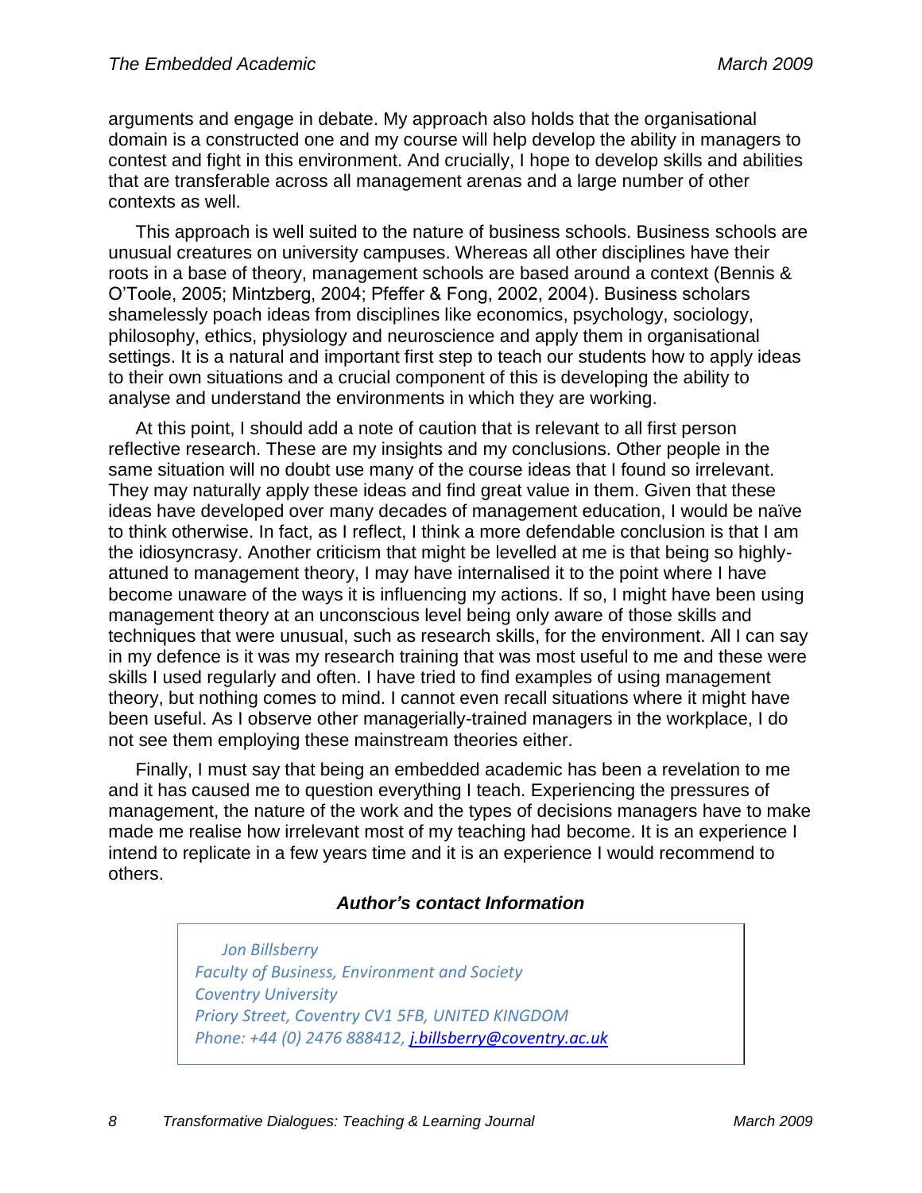arguments and engage in debate. My approach also holds that the organisational domain is a constructed one and my course will help develop the ability in managers to contest and fight in this environment. And crucially, I hope to develop skills and abilities that are transferable across all management arenas and a large number of other contexts as well.

This approach is well suited to the nature of business schools. Business schools are unusual creatures on university campuses. Whereas all other disciplines have their roots in a base of theory, management schools are based around a context (Bennis & O'Toole, 2005; Mintzberg, 2004; Pfeffer & Fong, 2002, 2004). Business scholars shamelessly poach ideas from disciplines like economics, psychology, sociology, philosophy, ethics, physiology and neuroscience and apply them in organisational settings. It is a natural and important first step to teach our students how to apply ideas to their own situations and a crucial component of this is developing the ability to analyse and understand the environments in which they are working.

At this point, I should add a note of caution that is relevant to all first person reflective research. These are my insights and my conclusions. Other people in the same situation will no doubt use many of the course ideas that I found so irrelevant. They may naturally apply these ideas and find great value in them. Given that these ideas have developed over many decades of management education, I would be naïve to think otherwise. In fact, as I reflect, I think a more defendable conclusion is that I am the idiosyncrasy. Another criticism that might be levelled at me is that being so highly-attuned to management theory, I may have internalised it to the point where I have become unaware of the ways it is influencing my actions. If so, I might have been using management theory at an unconscious level being only aware of those skills and techniques that were unusual, such as research skills, for the environment. All I can say in my defence is it was my research training that was most useful to me and these were skills I used regularly and often. I have tried to find examples of using management theory, but nothing comes to mind. I cannot even recall situations where it might have been useful. As I observe other managerially-trained managers in the workplace, I do not see them employing these mainstream theories either.

Finally, I must say that being an embedded academic has been a revelation to me and it has caused me to question everything I teach. Experiencing the pressures of management, the nature of the work and the types of decisions managers have to make made me realise how irrelevant most of my teaching had become. It is an experience I intend to replicate in a few years time and it is an experience I would recommend to others.

### *Author's contact Information*

*Jon Billsberry*
*Faculty of Business, Environment and Society*
*Coventry University*
*Priory Street, Coventry CV1 5FB, UNITED KINGDOM*
*Phone: +44 (0) 2476 888412, j.billsberry@coventry.ac.uk*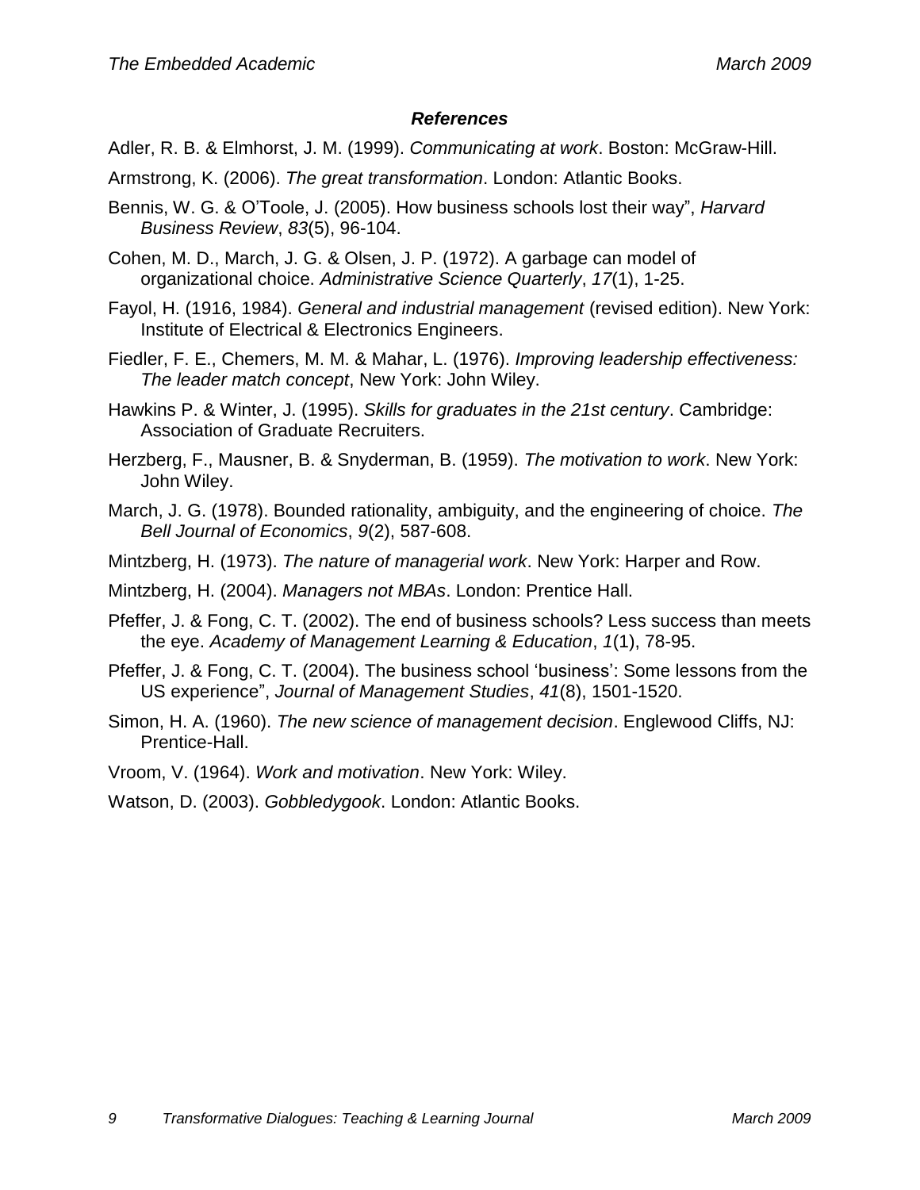### *References*

Adler, R. B. & Elmhorst, J. M. (1999). *Communicating at work*. Boston: McGraw-Hill.

Armstrong, K. (2006). *The great transformation*. London: Atlantic Books.

Bennis, W. G. & O'Toole, J. (2005). How business schools lost their way", *Harvard Business Review*, *83*(5), 96-104.

Cohen, M. D., March, J. G. & Olsen, J. P. (1972). A garbage can model of organizational choice. *Administrative Science Quarterly*, *17*(1), 1-25.

Fayol, H. (1916, 1984). *General and industrial management* (revised edition). New York: Institute of Electrical & Electronics Engineers.

Fiedler, F. E., Chemers, M. M. & Mahar, L. (1976). *Improving leadership effectiveness: The leader match concept*, New York: John Wiley.

Hawkins P. & Winter, J. (1995). *Skills for graduates in the 21st century*. Cambridge: Association of Graduate Recruiters.

Herzberg, F., Mausner, B. & Snyderman, B. (1959). *The motivation to work*. New York: John Wiley.

March, J. G. (1978). Bounded rationality, ambiguity, and the engineering of choice. *The Bell Journal of Economics*, *9*(2), 587-608.

Mintzberg, H. (1973). *The nature of managerial work*. New York: Harper and Row.

Mintzberg, H. (2004). *Managers not MBAs*. London: Prentice Hall.

Pfeffer, J. & Fong, C. T. (2002). The end of business schools? Less success than meets the eye. *Academy of Management Learning & Education*, *1*(1), 78-95.

Pfeffer, J. & Fong, C. T. (2004). The business school 'business': Some lessons from the US experience", *Journal of Management Studies*, *41*(8), 1501-1520.

Simon, H. A. (1960). *The new science of management decision*. Englewood Cliffs, NJ: Prentice-Hall.

Vroom, V. (1964). *Work and motivation*. New York: Wiley.

Watson, D. (2003). *Gobbledygook*. London: Atlantic Books.